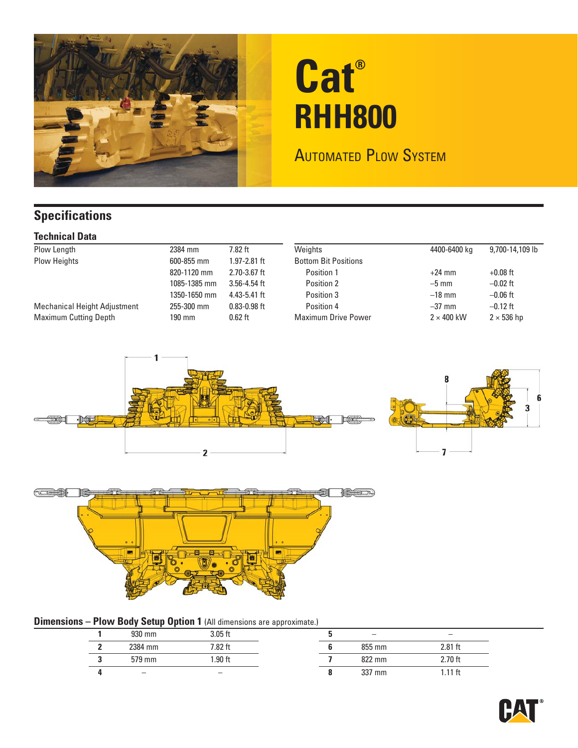# Cat®

# RHH800

## Automated Plow System

## Specifications

### Technical Data

| | | |
|---|---|---|
| Plow Length | 2384 mm | 7.82 ft |
| Plow Heights | 600-855 mm | 1.97-2.81 ft |
| | 820-1120 mm | 2.70-3.67 ft |
| | 1085-1385 mm | 3.56-4.54 ft |
| | 1350-1650 mm | 4.43-5.41 ft |
| Mechanical Height Adjustment | 255-300 mm | 0.83-0.98 ft |
| Maximum Cutting Depth | 190 mm | 0.62 ft |

| | | |
|---|---|---|
| Weights | 4400-6400 kg | 9,700-14,109 lb |
| Bottom Bit Positions | | |
| Position 1 | +24 mm | +0.08 ft |
| Position 2 | –5 mm | –0.02 ft |
| Position 3 | –18 mm | –0.06 ft |
| Position 4 | –37 mm | –0.12 ft |
| Maximum Drive Power | 2 × 400 kW | 2 × 536 hp |

### Dimensions – Plow Body Setup Option 1 (All dimensions are approximate.)

| | | |
|---|---|---|
| 1 | 930 mm | 3.05 ft |
| 2 | 2384 mm | 7.82 ft |
| 3 | 579 mm | 1.90 ft |
| 4 | – | – |
| 5 | – | – |
| 6 | 855 mm | 2.81 ft |
| 7 | 822 mm | 2.70 ft |
| 8 | 337 mm | 1.11 ft |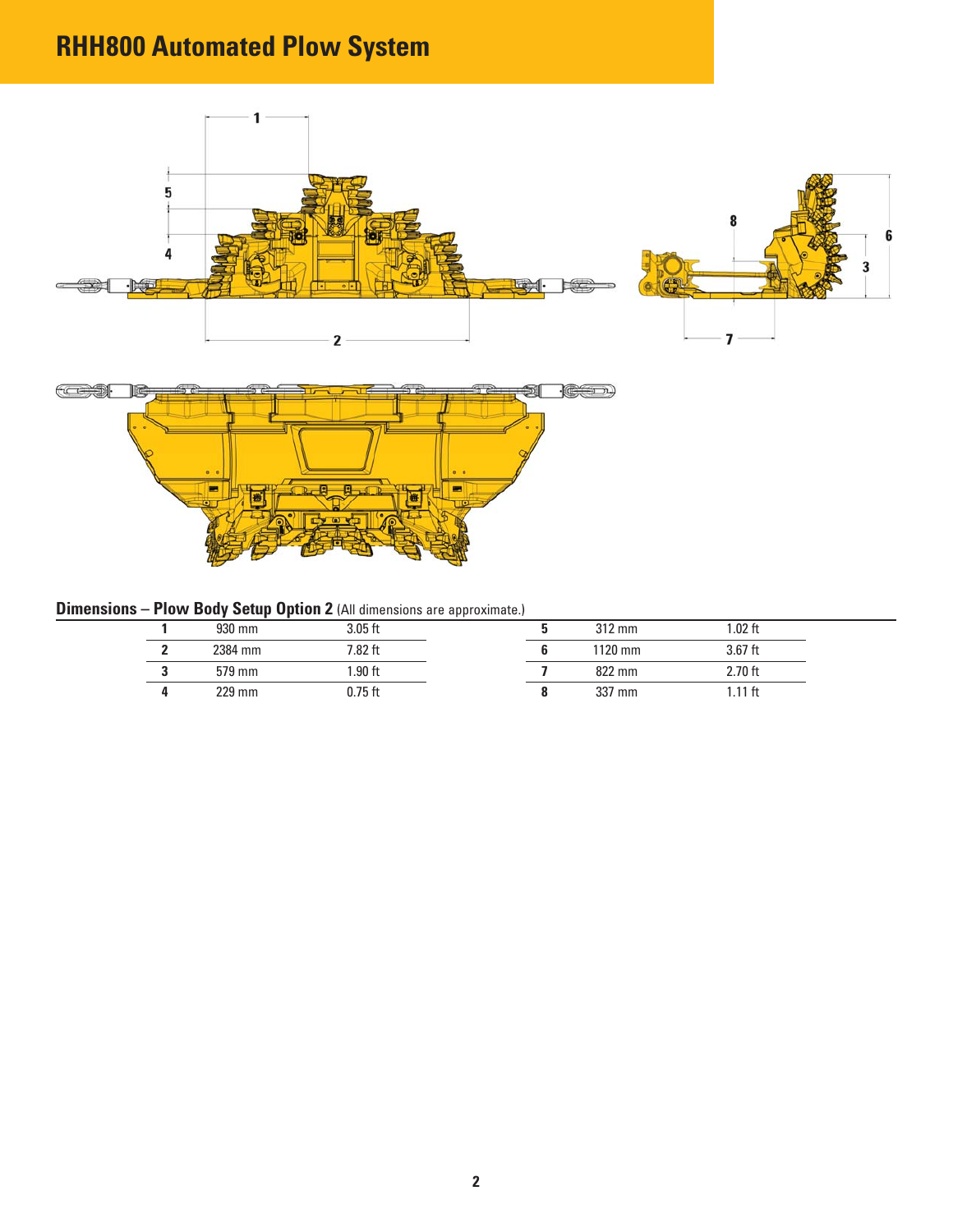# RHH800 Automated Plow System

## Dimensions – Plow Body Setup Option 2 (All dimensions are approximate.)

| | | | | | |
|---|---|---|---|---|---|
| 1 | 930 mm | 3.05 ft | 5 | 312 mm | 1.02 ft |
| 2 | 2384 mm | 7.82 ft | 6 | 1120 mm | 3.67 ft |
| 3 | 579 mm | 1.90 ft | 7 | 822 mm | 2.70 ft |
| 4 | 229 mm | 0.75 ft | 8 | 337 mm | 1.11 ft |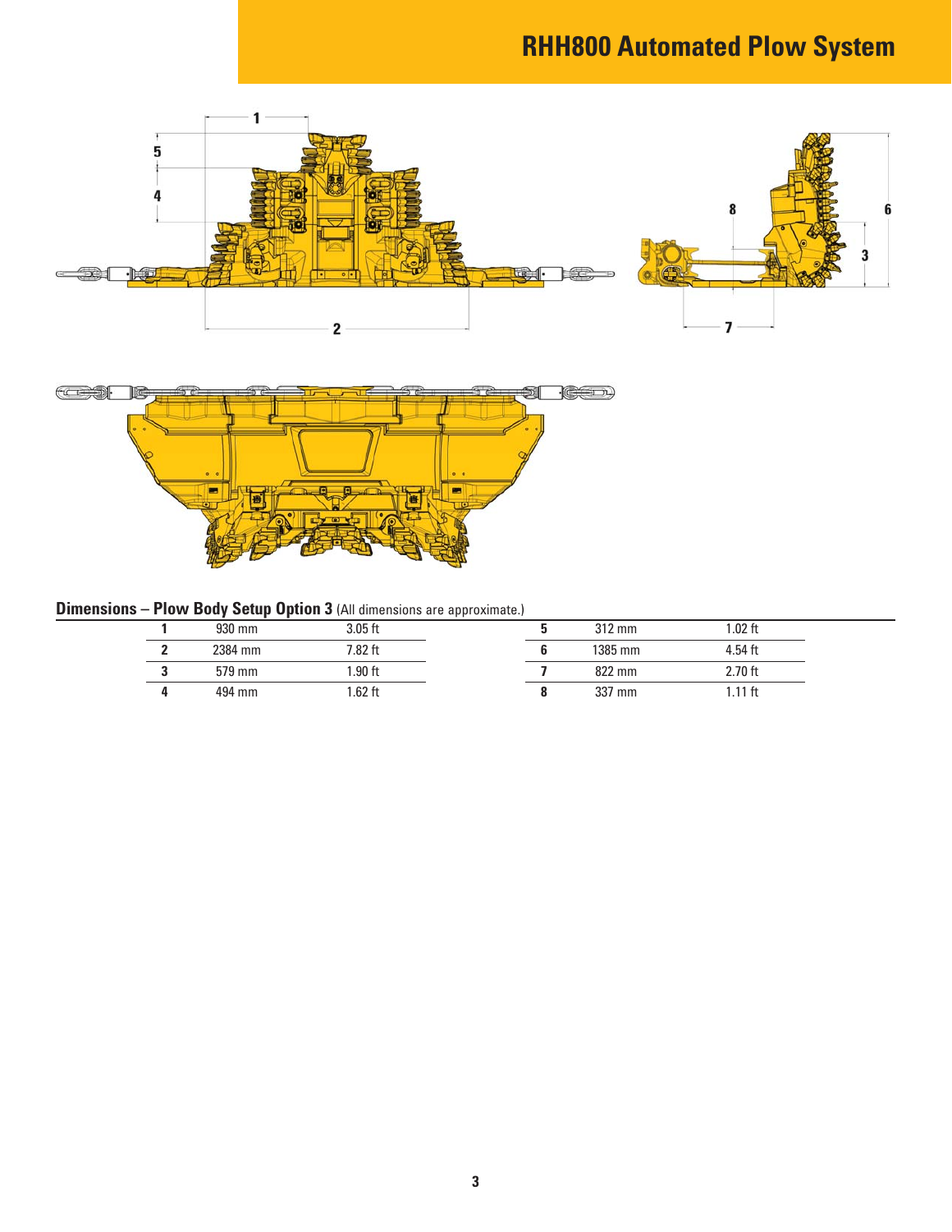# RHH800 Automated Plow System

## Dimensions – Plow Body Setup Option 3 (All dimensions are approximate.)

| | | | | | |
|---|---|---|---|---|---|
| **1** | 930 mm | 3.05 ft | **5** | 312 mm | 1.02 ft |
| **2** | 2384 mm | 7.82 ft | **6** | 1385 mm | 4.54 ft |
| **3** | 579 mm | 1.90 ft | **7** | 822 mm | 2.70 ft |
| **4** | 494 mm | 1.62 ft | **8** | 337 mm | 1.11 ft |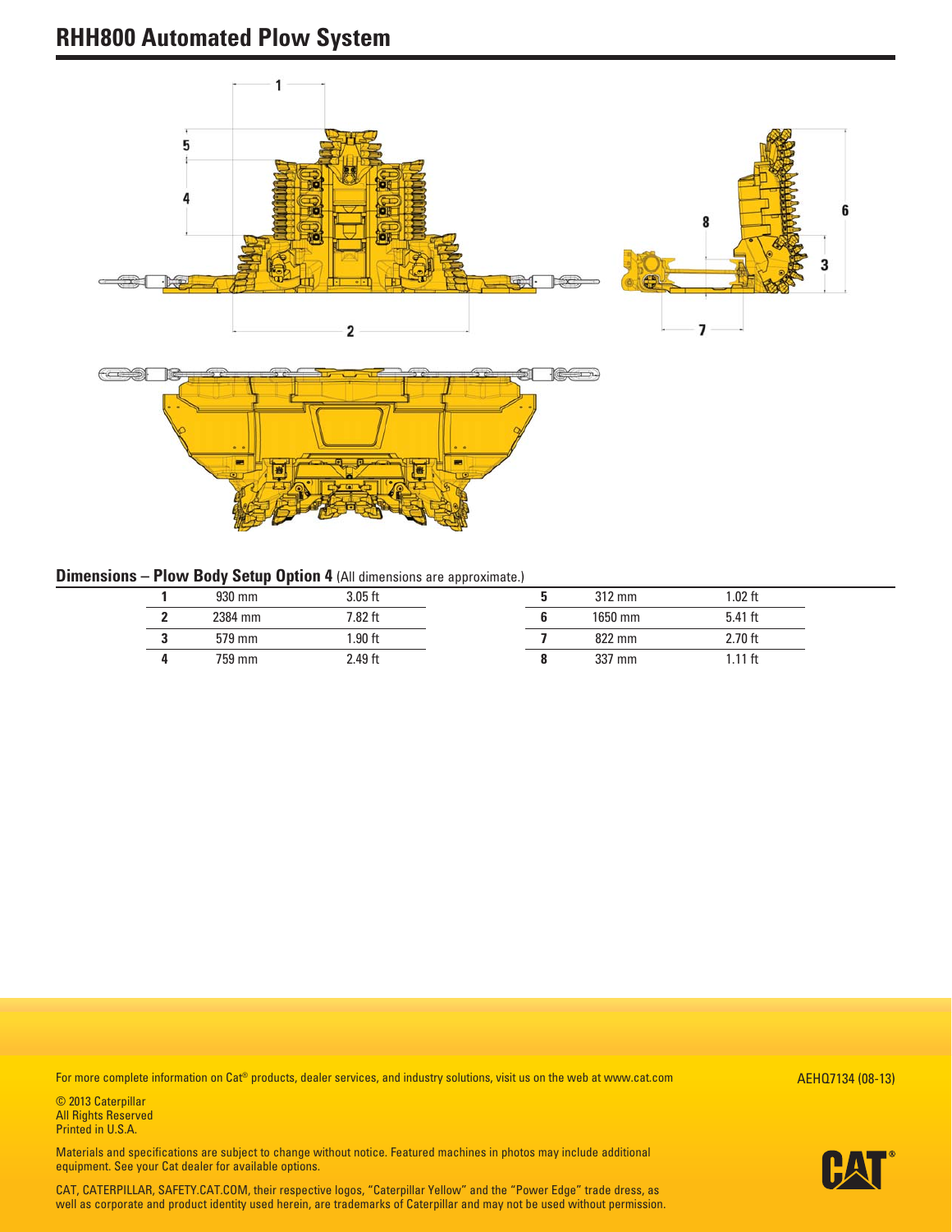## RHH800 Automated Plow System

1

5

4

2

8

6

3

7

### Dimensions – Plow Body Setup Option 4 (All dimensions are approximate.)

| | | | | | |
|---|---|---|---|---|---|
| 1 | 930 mm | 3.05 ft | 5 | 312 mm | 1.02 ft |
| 2 | 2384 mm | 7.82 ft | 6 | 1650 mm | 5.41 ft |
| 3 | 579 mm | 1.90 ft | 7 | 822 mm | 2.70 ft |
| 4 | 759 mm | 2.49 ft | 8 | 337 mm | 1.11 ft |

For more complete information on Cat® products, dealer services, and industry solutions, visit us on the web at www.cat.com

AEHQ7134 (08-13)

© 2013 Caterpillar
All Rights Reserved
Printed in U.S.A.

Materials and specifications are subject to change without notice. Featured machines in photos may include additional equipment. See your Cat dealer for available options.

CAT, CATERPILLAR, SAFETY.CAT.COM, their respective logos, "Caterpillar Yellow" and the "Power Edge" trade dress, as well as corporate and product identity used herein, are trademarks of Caterpillar and may not be used without permission.

CAT®